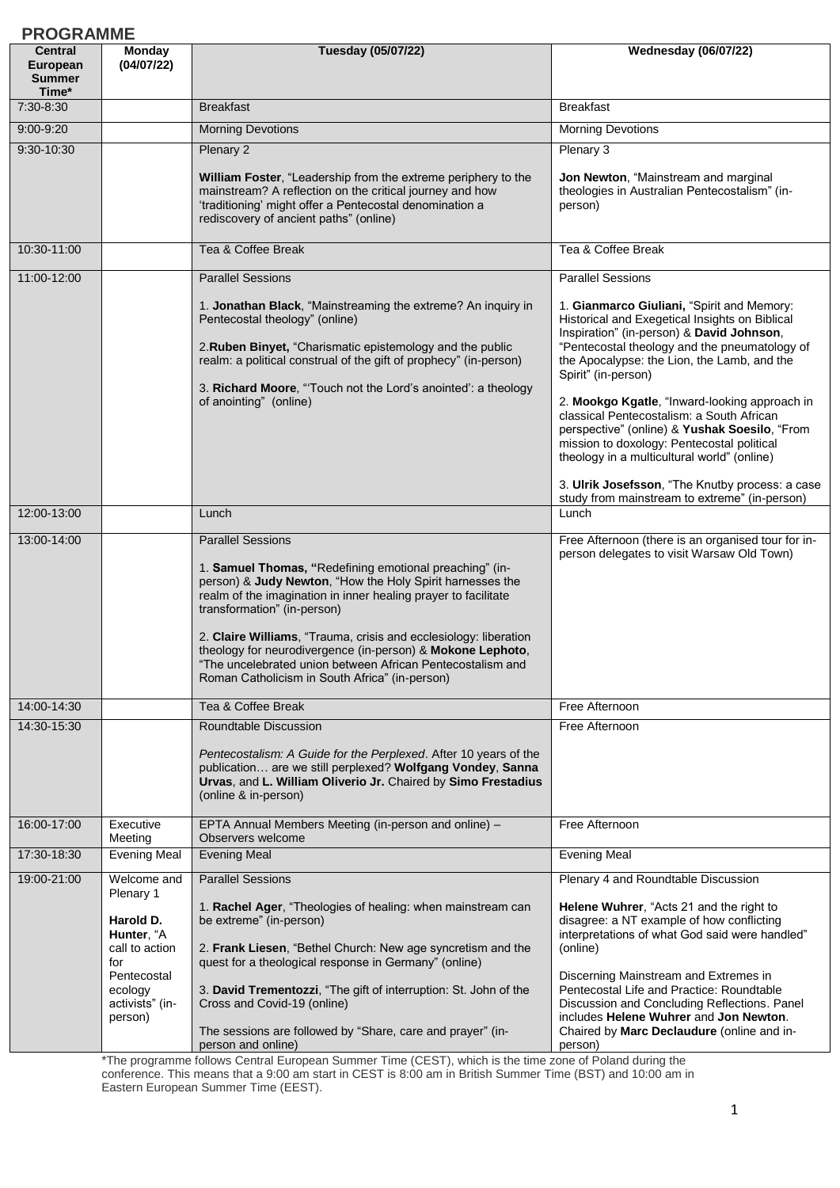## PROGRAMME

| Central European Summer Time* | Monday (04/07/22) | Tuesday (05/07/22) | Wednesday (06/07/22) |
|---|---|---|---|
| 7:30-8:30 | | Breakfast | Breakfast |
| 9:00-9:20 | | Morning Devotions | Morning Devotions |
| 9:30-10:30 | | Plenary 2<br><br>**William Foster**, "Leadership from the extreme periphery to the mainstream? A reflection on the critical journey and how 'traditioning' might offer a Pentecostal denomination a rediscovery of ancient paths" (online) | Plenary 3<br><br>**Jon Newton**, "Mainstream and marginal theologies in Australian Pentecostalism" (in-person) |
| 10:30-11:00 | | Tea & Coffee Break | Tea & Coffee Break |
| 11:00-12:00 | | Parallel Sessions<br><br>1. **Jonathan Black**, "Mainstreaming the extreme? An inquiry in Pentecostal theology" (online)<br><br>2.**Ruben Binyet,** "Charismatic epistemology and the public realm: a political construal of the gift of prophecy" (in-person)<br><br>3. **Richard Moore**, "'Touch not the Lord's anointed': a theology of anointing" (online) | Parallel Sessions<br><br>1. **Gianmarco Giuliani,** "Spirit and Memory: Historical and Exegetical Insights on Biblical Inspiration" (in-person) & **David Johnson**, "Pentecostal theology and the pneumatology of the Apocalypse: the Lion, the Lamb, and the Spirit" (in-person)<br><br>2. **Mookgo Kgatle**, "Inward-looking approach in classical Pentecostalism: a South African perspective" (online) & **Yushak Soesilo**, "From mission to doxology: Pentecostal political theology in a multicultural world" (online)<br><br>3. **Ulrik Josefsson**, "The Knutby process: a case study from mainstream to extreme" (in-person) |
| 12:00-13:00 | | Lunch | Lunch |
| 13:00-14:00 | | Parallel Sessions<br><br>1. **Samuel Thomas, "**Redefining emotional preaching" (in-person) & **Judy Newton**, "How the Holy Spirit harnesses the realm of the imagination in inner healing prayer to facilitate transformation" (in-person)<br><br>2. **Claire Williams**, "Trauma, crisis and ecclesiology: liberation theology for neurodivergence (in-person) & **Mokone Lephoto**, "The uncelebrated union between African Pentecostalism and Roman Catholicism in South Africa" (in-person) | Free Afternoon (there is an organised tour for in-person delegates to visit Warsaw Old Town) |
| 14:00-14:30 | | Tea & Coffee Break | Free Afternoon |
| 14:30-15:30 | | Roundtable Discussion<br><br>*Pentecostalism: A Guide for the Perplexed*. After 10 years of the publication… are we still perplexed? **Wolfgang Vondey**, **Sanna Urvas**, and **L. William Oliverio Jr.** Chaired by **Simo Frestadius** (online & in-person) | Free Afternoon |
| 16:00-17:00 | Executive Meeting | EPTA Annual Members Meeting (in-person and online) – Observers welcome | Free Afternoon |
| 17:30-18:30 | Evening Meal | Evening Meal | Evening Meal |
| 19:00-21:00 | Welcome and Plenary 1<br><br>**Harold D. Hunter**, "A call to action for Pentecostal ecology activists" (in-person) | Parallel Sessions<br><br>1. **Rachel Ager**, "Theologies of healing: when mainstream can be extreme" (in-person)<br><br>2. **Frank Liesen**, "Bethel Church: New age syncretism and the quest for a theological response in Germany" (online)<br><br>3. **David Trementozzi**, "The gift of interruption: St. John of the Cross and Covid-19 (online)<br><br>The sessions are followed by "Share, care and prayer" (in-person and online) | Plenary 4 and Roundtable Discussion<br><br>**Helene Wuhrer**, "Acts 21 and the right to disagree: a NT example of how conflicting interpretations of what God said were handled" (online)<br><br>Discerning Mainstream and Extremes in Pentecostal Life and Practice: Roundtable Discussion and Concluding Reflections. Panel includes **Helene Wuhrer** and **Jon Newton**. Chaired by **Marc Declaudure** (online and in-person) |

*The programme follows Central European Summer Time (CEST), which is the time zone of Poland during the conference. This means that a 9:00 am start in CEST is 8:00 am in British Summer Time (BST) and 10:00 am in Eastern European Summer Time (EEST).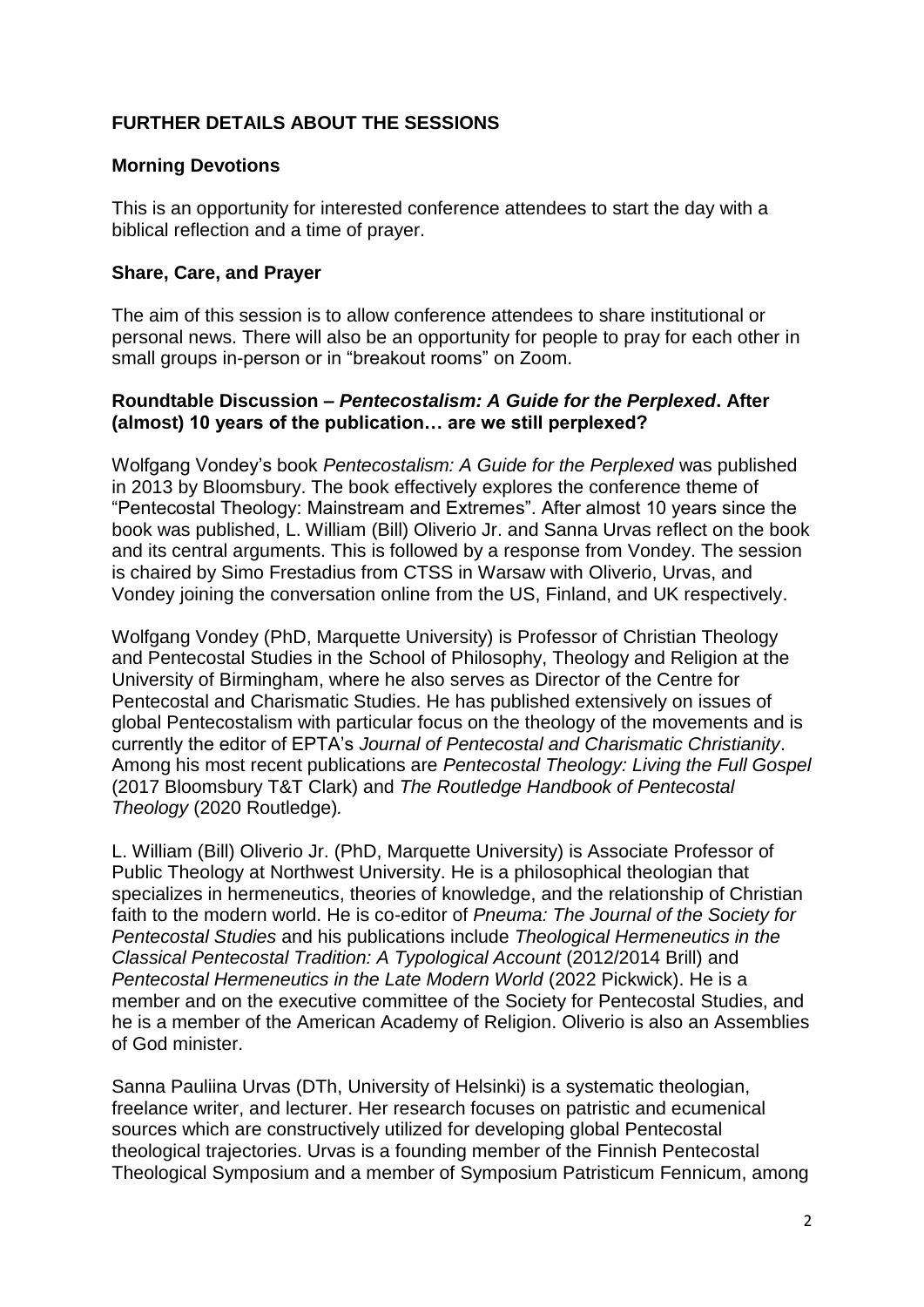## FURTHER DETAILS ABOUT THE SESSIONS

### Morning Devotions

This is an opportunity for interested conference attendees to start the day with a biblical reflection and a time of prayer.

### Share, Care, and Prayer

The aim of this session is to allow conference attendees to share institutional or personal news. There will also be an opportunity for people to pray for each other in small groups in-person or in "breakout rooms" on Zoom.

### Roundtable Discussion – *Pentecostalism: A Guide for the Perplexed*. After (almost) 10 years of the publication… are we still perplexed?

Wolfgang Vondey's book *Pentecostalism: A Guide for the Perplexed* was published in 2013 by Bloomsbury. The book effectively explores the conference theme of "Pentecostal Theology: Mainstream and Extremes". After almost 10 years since the book was published, L. William (Bill) Oliverio Jr. and Sanna Urvas reflect on the book and its central arguments. This is followed by a response from Vondey. The session is chaired by Simo Frestadius from CTSS in Warsaw with Oliverio, Urvas, and Vondey joining the conversation online from the US, Finland, and UK respectively.

Wolfgang Vondey (PhD, Marquette University) is Professor of Christian Theology and Pentecostal Studies in the School of Philosophy, Theology and Religion at the University of Birmingham, where he also serves as Director of the Centre for Pentecostal and Charismatic Studies. He has published extensively on issues of global Pentecostalism with particular focus on the theology of the movements and is currently the editor of EPTA's *Journal of Pentecostal and Charismatic Christianity*. Among his most recent publications are *Pentecostal Theology: Living the Full Gospel* (2017 Bloomsbury T&T Clark) and *The Routledge Handbook of Pentecostal Theology* (2020 Routledge).

L. William (Bill) Oliverio Jr. (PhD, Marquette University) is Associate Professor of Public Theology at Northwest University. He is a philosophical theologian that specializes in hermeneutics, theories of knowledge, and the relationship of Christian faith to the modern world. He is co-editor of *Pneuma: The Journal of the Society for Pentecostal Studies* and his publications include *Theological Hermeneutics in the Classical Pentecostal Tradition: A Typological Account* (2012/2014 Brill) and *Pentecostal Hermeneutics in the Late Modern World* (2022 Pickwick). He is a member and on the executive committee of the Society for Pentecostal Studies, and he is a member of the American Academy of Religion. Oliverio is also an Assemblies of God minister.

Sanna Pauliina Urvas (DTh, University of Helsinki) is a systematic theologian, freelance writer, and lecturer. Her research focuses on patristic and ecumenical sources which are constructively utilized for developing global Pentecostal theological trajectories. Urvas is a founding member of the Finnish Pentecostal Theological Symposium and a member of Symposium Patristicum Fennicum, among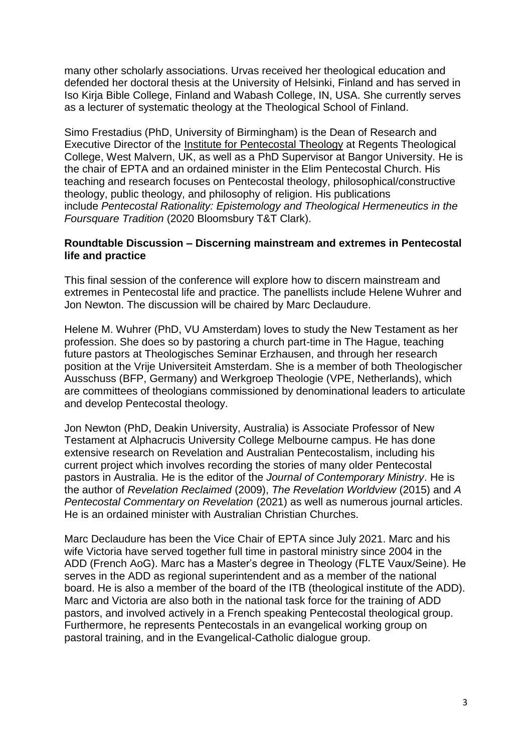many other scholarly associations. Urvas received her theological education and defended her doctoral thesis at the University of Helsinki, Finland and has served in Iso Kirja Bible College, Finland and Wabash College, IN, USA. She currently serves as a lecturer of systematic theology at the Theological School of Finland.

Simo Frestadius (PhD, University of Birmingham) is the Dean of Research and Executive Director of the Institute for Pentecostal Theology at Regents Theological College, West Malvern, UK, as well as a PhD Supervisor at Bangor University. He is the chair of EPTA and an ordained minister in the Elim Pentecostal Church. His teaching and research focuses on Pentecostal theology, philosophical/constructive theology, public theology, and philosophy of religion. His publications include *Pentecostal Rationality: Epistemology and Theological Hermeneutics in the Foursquare Tradition* (2020 Bloomsbury T&T Clark).

**Roundtable Discussion – Discerning mainstream and extremes in Pentecostal life and practice**

This final session of the conference will explore how to discern mainstream and extremes in Pentecostal life and practice. The panellists include Helene Wuhrer and Jon Newton. The discussion will be chaired by Marc Declaudure.

Helene M. Wuhrer (PhD, VU Amsterdam) loves to study the New Testament as her profession. She does so by pastoring a church part-time in The Hague, teaching future pastors at Theologisches Seminar Erzhausen, and through her research position at the Vrije Universiteit Amsterdam. She is a member of both Theologischer Ausschuss (BFP, Germany) and Werkgroep Theologie (VPE, Netherlands), which are committees of theologians commissioned by denominational leaders to articulate and develop Pentecostal theology.

Jon Newton (PhD, Deakin University, Australia) is Associate Professor of New Testament at Alphacrucis University College Melbourne campus. He has done extensive research on Revelation and Australian Pentecostalism, including his current project which involves recording the stories of many older Pentecostal pastors in Australia. He is the editor of the *Journal of Contemporary Ministry*. He is the author of *Revelation Reclaimed* (2009), *The Revelation Worldview* (2015) and *A Pentecostal Commentary on Revelation* (2021) as well as numerous journal articles. He is an ordained minister with Australian Christian Churches.

Marc Declaudure has been the Vice Chair of EPTA since July 2021. Marc and his wife Victoria have served together full time in pastoral ministry since 2004 in the ADD (French AoG). Marc has a Master's degree in Theology (FLTE Vaux/Seine). He serves in the ADD as regional superintendent and as a member of the national board. He is also a member of the board of the ITB (theological institute of the ADD). Marc and Victoria are also both in the national task force for the training of ADD pastors, and involved actively in a French speaking Pentecostal theological group. Furthermore, he represents Pentecostals in an evangelical working group on pastoral training, and in the Evangelical-Catholic dialogue group.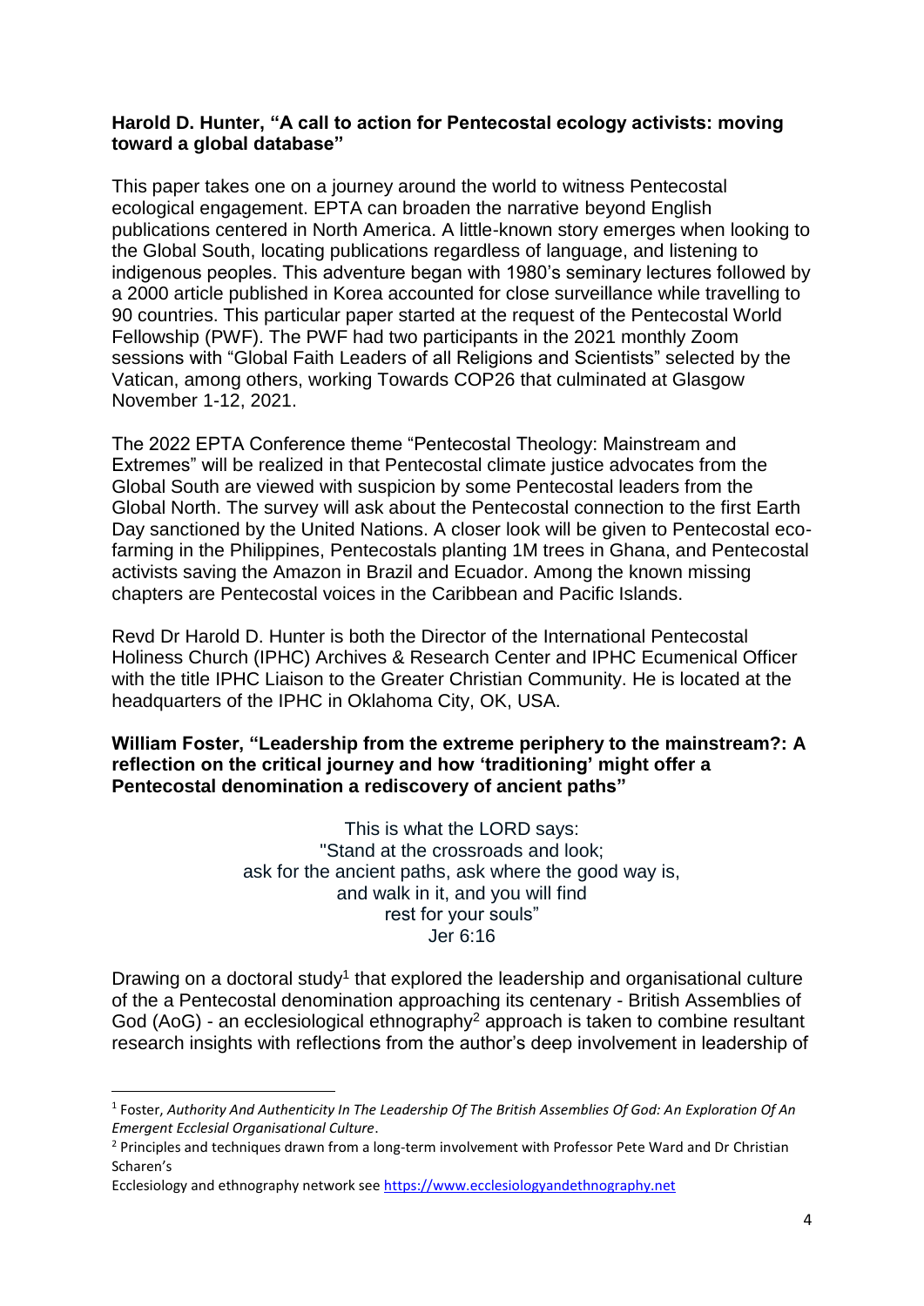**Harold D. Hunter, "A call to action for Pentecostal ecology activists: moving toward a global database"**

This paper takes one on a journey around the world to witness Pentecostal ecological engagement. EPTA can broaden the narrative beyond English publications centered in North America. A little-known story emerges when looking to the Global South, locating publications regardless of language, and listening to indigenous peoples. This adventure began with 1980's seminary lectures followed by a 2000 article published in Korea accounted for close surveillance while travelling to 90 countries. This particular paper started at the request of the Pentecostal World Fellowship (PWF). The PWF had two participants in the 2021 monthly Zoom sessions with "Global Faith Leaders of all Religions and Scientists" selected by the Vatican, among others, working Towards COP26 that culminated at Glasgow November 1-12, 2021.

The 2022 EPTA Conference theme "Pentecostal Theology: Mainstream and Extremes" will be realized in that Pentecostal climate justice advocates from the Global South are viewed with suspicion by some Pentecostal leaders from the Global North. The survey will ask about the Pentecostal connection to the first Earth Day sanctioned by the United Nations. A closer look will be given to Pentecostal eco-farming in the Philippines, Pentecostals planting 1M trees in Ghana, and Pentecostal activists saving the Amazon in Brazil and Ecuador. Among the known missing chapters are Pentecostal voices in the Caribbean and Pacific Islands.

Revd Dr Harold D. Hunter is both the Director of the International Pentecostal Holiness Church (IPHC) Archives & Research Center and IPHC Ecumenical Officer with the title IPHC Liaison to the Greater Christian Community. He is located at the headquarters of the IPHC in Oklahoma City, OK, USA.

**William Foster, "Leadership from the extreme periphery to the mainstream?: A reflection on the critical journey and how 'traditioning' might offer a Pentecostal denomination a rediscovery of ancient paths"**

This is what the LORD says:
"Stand at the crossroads and look;
ask for the ancient paths, ask where the good way is,
and walk in it, and you will find
rest for your souls"
Jer 6:16

Drawing on a doctoral study[1] that explored the leadership and organisational culture of the a Pentecostal denomination approaching its centenary - British Assemblies of God (AoG) - an ecclesiological ethnography[2] approach is taken to combine resultant research insights with reflections from the author's deep involvement in leadership of

---

[1] Foster, *Authority And Authenticity In The Leadership Of The British Assemblies Of God: An Exploration Of An Emergent Ecclesial Organisational Culture*.

[2] Principles and techniques drawn from a long-term involvement with Professor Pete Ward and Dr Christian Scharen's Ecclesiology and ethnography network see https://www.ecclesiologyandethnography.net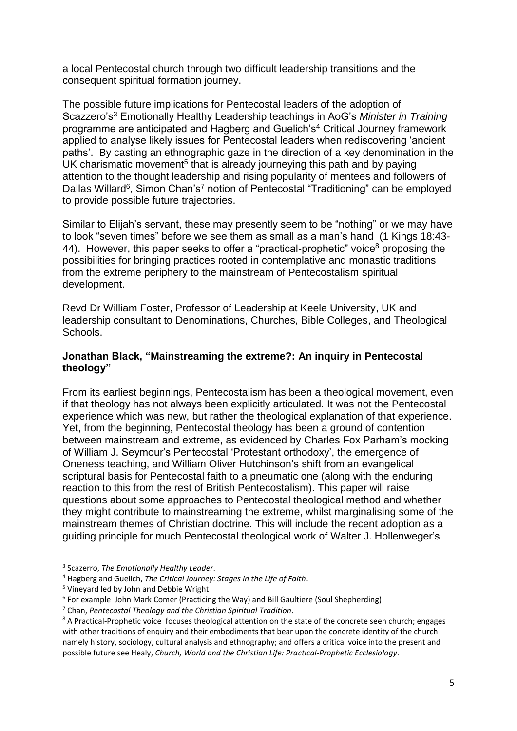a local Pentecostal church through two difficult leadership transitions and the consequent spiritual formation journey.

The possible future implications for Pentecostal leaders of the adoption of Scazzero's[3] Emotionally Healthy Leadership teachings in AoG's *Minister in Training* programme are anticipated and Hagberg and Guelich's[4] Critical Journey framework applied to analyse likely issues for Pentecostal leaders when rediscovering 'ancient paths'. By casting an ethnographic gaze in the direction of a key denomination in the UK charismatic movement[5] that is already journeying this path and by paying attention to the thought leadership and rising popularity of mentees and followers of Dallas Willard[6], Simon Chan's[7] notion of Pentecostal "Traditioning" can be employed to provide possible future trajectories.

Similar to Elijah's servant, these may presently seem to be "nothing" or we may have to look "seven times" before we see them as small as a man's hand (1 Kings 18:43-44). However, this paper seeks to offer a "practical-prophetic" voice[8] proposing the possibilities for bringing practices rooted in contemplative and monastic traditions from the extreme periphery to the mainstream of Pentecostalism spiritual development.

Revd Dr William Foster, Professor of Leadership at Keele University, UK and leadership consultant to Denominations, Churches, Bible Colleges, and Theological Schools.

**Jonathan Black, "Mainstreaming the extreme?: An inquiry in Pentecostal theology"**

From its earliest beginnings, Pentecostalism has been a theological movement, even if that theology has not always been explicitly articulated. It was not the Pentecostal experience which was new, but rather the theological explanation of that experience. Yet, from the beginning, Pentecostal theology has been a ground of contention between mainstream and extreme, as evidenced by Charles Fox Parham's mocking of William J. Seymour's Pentecostal 'Protestant orthodoxy', the emergence of Oneness teaching, and William Oliver Hutchinson's shift from an evangelical scriptural basis for Pentecostal faith to a pneumatic one (along with the enduring reaction to this from the rest of British Pentecostalism). This paper will raise questions about some approaches to Pentecostal theological method and whether they might contribute to mainstreaming the extreme, whilst marginalising some of the mainstream themes of Christian doctrine. This will include the recent adoption as a guiding principle for much Pentecostal theological work of Walter J. Hollenweger's

---

[3] Scazerro, *The Emotionally Healthy Leader*.

[4] Hagberg and Guelich, *The Critical Journey: Stages in the Life of Faith*.

[5] Vineyard led by John and Debbie Wright

[6] For example John Mark Comer (Practicing the Way) and Bill Gaultiere (Soul Shepherding)

[7] Chan, *Pentecostal Theology and the Christian Spiritual Tradition*.

[8] A Practical-Prophetic voice focuses theological attention on the state of the concrete seen church; engages with other traditions of enquiry and their embodiments that bear upon the concrete identity of the church namely history, sociology, cultural analysis and ethnography; and offers a critical voice into the present and possible future see Healy, *Church, World and the Christian Life: Practical-Prophetic Ecclesiology*.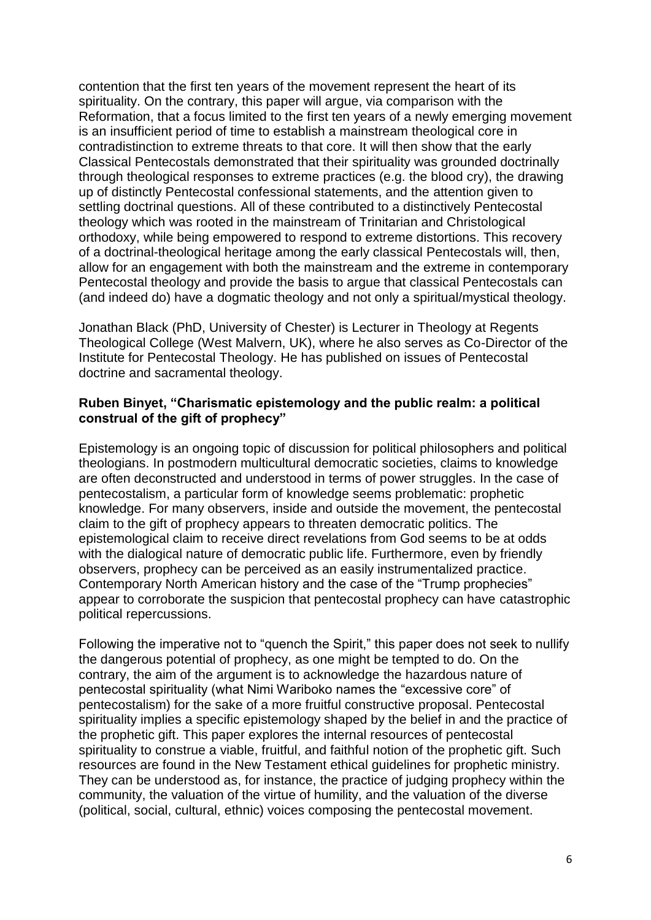contention that the first ten years of the movement represent the heart of its spirituality. On the contrary, this paper will argue, via comparison with the Reformation, that a focus limited to the first ten years of a newly emerging movement is an insufficient period of time to establish a mainstream theological core in contradistinction to extreme threats to that core. It will then show that the early Classical Pentecostals demonstrated that their spirituality was grounded doctrinally through theological responses to extreme practices (e.g. the blood cry), the drawing up of distinctly Pentecostal confessional statements, and the attention given to settling doctrinal questions. All of these contributed to a distinctively Pentecostal theology which was rooted in the mainstream of Trinitarian and Christological orthodoxy, while being empowered to respond to extreme distortions. This recovery of a doctrinal-theological heritage among the early classical Pentecostals will, then, allow for an engagement with both the mainstream and the extreme in contemporary Pentecostal theology and provide the basis to argue that classical Pentecostals can (and indeed do) have a dogmatic theology and not only a spiritual/mystical theology.

Jonathan Black (PhD, University of Chester) is Lecturer in Theology at Regents Theological College (West Malvern, UK), where he also serves as Co-Director of the Institute for Pentecostal Theology. He has published on issues of Pentecostal doctrine and sacramental theology.

**Ruben Binyet, "Charismatic epistemology and the public realm: a political construal of the gift of prophecy"**

Epistemology is an ongoing topic of discussion for political philosophers and political theologians. In postmodern multicultural democratic societies, claims to knowledge are often deconstructed and understood in terms of power struggles. In the case of pentecostalism, a particular form of knowledge seems problematic: prophetic knowledge. For many observers, inside and outside the movement, the pentecostal claim to the gift of prophecy appears to threaten democratic politics. The epistemological claim to receive direct revelations from God seems to be at odds with the dialogical nature of democratic public life. Furthermore, even by friendly observers, prophecy can be perceived as an easily instrumentalized practice. Contemporary North American history and the case of the "Trump prophecies" appear to corroborate the suspicion that pentecostal prophecy can have catastrophic political repercussions.

Following the imperative not to "quench the Spirit," this paper does not seek to nullify the dangerous potential of prophecy, as one might be tempted to do. On the contrary, the aim of the argument is to acknowledge the hazardous nature of pentecostal spirituality (what Nimi Wariboko names the "excessive core" of pentecostalism) for the sake of a more fruitful constructive proposal. Pentecostal spirituality implies a specific epistemology shaped by the belief in and the practice of the prophetic gift. This paper explores the internal resources of pentecostal spirituality to construe a viable, fruitful, and faithful notion of the prophetic gift. Such resources are found in the New Testament ethical guidelines for prophetic ministry. They can be understood as, for instance, the practice of judging prophecy within the community, the valuation of the virtue of humility, and the valuation of the diverse (political, social, cultural, ethnic) voices composing the pentecostal movement.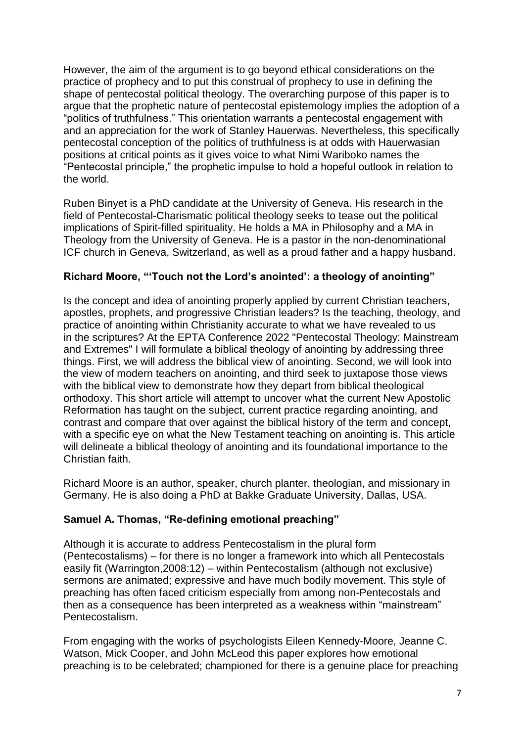However, the aim of the argument is to go beyond ethical considerations on the practice of prophecy and to put this construal of prophecy to use in defining the shape of pentecostal political theology. The overarching purpose of this paper is to argue that the prophetic nature of pentecostal epistemology implies the adoption of a "politics of truthfulness." This orientation warrants a pentecostal engagement with and an appreciation for the work of Stanley Hauerwas. Nevertheless, this specifically pentecostal conception of the politics of truthfulness is at odds with Hauerwasian positions at critical points as it gives voice to what Nimi Wariboko names the "Pentecostal principle," the prophetic impulse to hold a hopeful outlook in relation to the world.

Ruben Binyet is a PhD candidate at the University of Geneva. His research in the field of Pentecostal-Charismatic political theology seeks to tease out the political implications of Spirit-filled spirituality. He holds a MA in Philosophy and a MA in Theology from the University of Geneva. He is a pastor in the non-denominational ICF church in Geneva, Switzerland, as well as a proud father and a happy husband.

**Richard Moore, "'Touch not the Lord's anointed': a theology of anointing"**

Is the concept and idea of anointing properly applied by current Christian teachers, apostles, prophets, and progressive Christian leaders? Is the teaching, theology, and practice of anointing within Christianity accurate to what we have revealed to us in the scriptures? At the EPTA Conference 2022 "Pentecostal Theology: Mainstream and Extremes" I will formulate a biblical theology of anointing by addressing three things. First, we will address the biblical view of anointing. Second, we will look into the view of modern teachers on anointing, and third seek to juxtapose those views with the biblical view to demonstrate how they depart from biblical theological orthodoxy. This short article will attempt to uncover what the current New Apostolic Reformation has taught on the subject, current practice regarding anointing, and contrast and compare that over against the biblical history of the term and concept, with a specific eye on what the New Testament teaching on anointing is. This article will delineate a biblical theology of anointing and its foundational importance to the Christian faith.

Richard Moore is an author, speaker, church planter, theologian, and missionary in Germany. He is also doing a PhD at Bakke Graduate University, Dallas, USA.

**Samuel A. Thomas, "Re-defining emotional preaching"**

Although it is accurate to address Pentecostalism in the plural form (Pentecostalisms) – for there is no longer a framework into which all Pentecostals easily fit (Warrington,2008:12) – within Pentecostalism (although not exclusive) sermons are animated; expressive and have much bodily movement. This style of preaching has often faced criticism especially from among non-Pentecostals and then as a consequence has been interpreted as a weakness within "mainstream" Pentecostalism.

From engaging with the works of psychologists Eileen Kennedy-Moore, Jeanne C. Watson, Mick Cooper, and John McLeod this paper explores how emotional preaching is to be celebrated; championed for there is a genuine place for preaching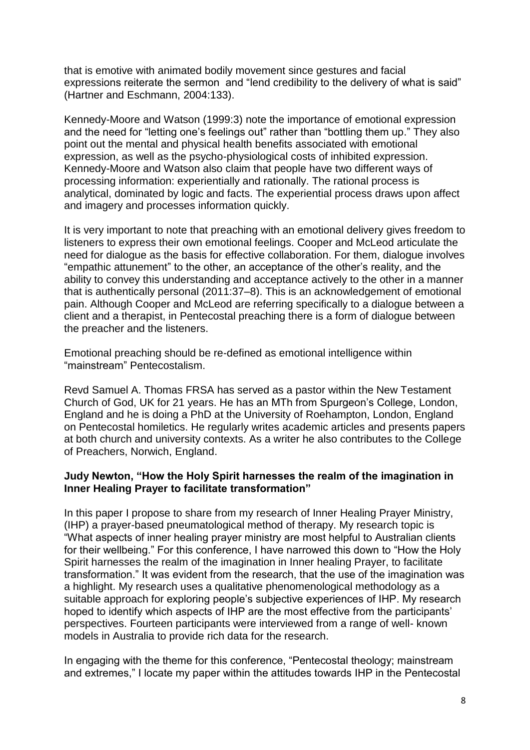that is emotive with animated bodily movement since gestures and facial expressions reiterate the sermon and "lend credibility to the delivery of what is said" (Hartner and Eschmann, 2004:133).

Kennedy-Moore and Watson (1999:3) note the importance of emotional expression and the need for "letting one's feelings out" rather than "bottling them up." They also point out the mental and physical health benefits associated with emotional expression, as well as the psycho-physiological costs of inhibited expression. Kennedy-Moore and Watson also claim that people have two different ways of processing information: experientially and rationally. The rational process is analytical, dominated by logic and facts. The experiential process draws upon affect and imagery and processes information quickly.

It is very important to note that preaching with an emotional delivery gives freedom to listeners to express their own emotional feelings. Cooper and McLeod articulate the need for dialogue as the basis for effective collaboration. For them, dialogue involves "empathic attunement" to the other, an acceptance of the other's reality, and the ability to convey this understanding and acceptance actively to the other in a manner that is authentically personal (2011:37–8). This is an acknowledgement of emotional pain. Although Cooper and McLeod are referring specifically to a dialogue between a client and a therapist, in Pentecostal preaching there is a form of dialogue between the preacher and the listeners.

Emotional preaching should be re-defined as emotional intelligence within "mainstream" Pentecostalism.

Revd Samuel A. Thomas FRSA has served as a pastor within the New Testament Church of God, UK for 21 years. He has an MTh from Spurgeon's College, London, England and he is doing a PhD at the University of Roehampton, London, England on Pentecostal homiletics. He regularly writes academic articles and presents papers at both church and university contexts. As a writer he also contributes to the College of Preachers, Norwich, England.

**Judy Newton, "How the Holy Spirit harnesses the realm of the imagination in Inner Healing Prayer to facilitate transformation"**

In this paper I propose to share from my research of Inner Healing Prayer Ministry, (IHP) a prayer-based pneumatological method of therapy. My research topic is "What aspects of inner healing prayer ministry are most helpful to Australian clients for their wellbeing." For this conference, I have narrowed this down to "How the Holy Spirit harnesses the realm of the imagination in Inner healing Prayer, to facilitate transformation." It was evident from the research, that the use of the imagination was a highlight. My research uses a qualitative phenomenological methodology as a suitable approach for exploring people's subjective experiences of IHP. My research hoped to identify which aspects of IHP are the most effective from the participants' perspectives. Fourteen participants were interviewed from a range of well- known models in Australia to provide rich data for the research.

In engaging with the theme for this conference, "Pentecostal theology; mainstream and extremes," I locate my paper within the attitudes towards IHP in the Pentecostal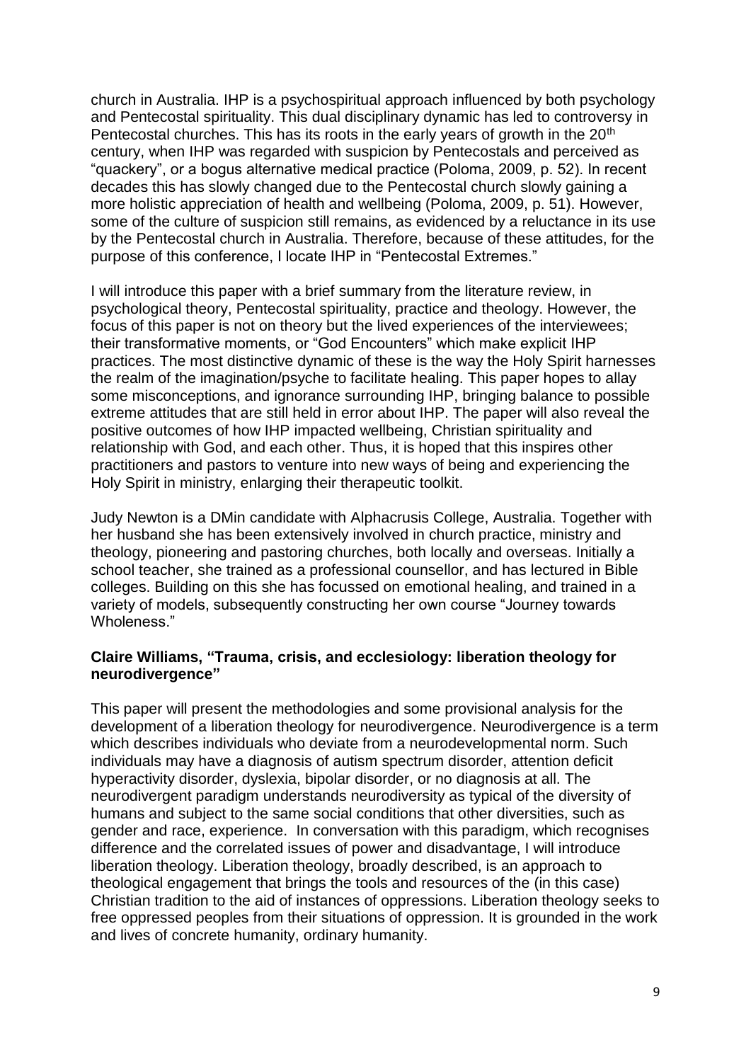church in Australia. IHP is a psychospiritual approach influenced by both psychology and Pentecostal spirituality. This dual disciplinary dynamic has led to controversy in Pentecostal churches. This has its roots in the early years of growth in the 20th century, when IHP was regarded with suspicion by Pentecostals and perceived as "quackery", or a bogus alternative medical practice (Poloma, 2009, p. 52). In recent decades this has slowly changed due to the Pentecostal church slowly gaining a more holistic appreciation of health and wellbeing (Poloma, 2009, p. 51). However, some of the culture of suspicion still remains, as evidenced by a reluctance in its use by the Pentecostal church in Australia. Therefore, because of these attitudes, for the purpose of this conference, I locate IHP in "Pentecostal Extremes."

I will introduce this paper with a brief summary from the literature review, in psychological theory, Pentecostal spirituality, practice and theology. However, the focus of this paper is not on theory but the lived experiences of the interviewees; their transformative moments, or "God Encounters" which make explicit IHP practices. The most distinctive dynamic of these is the way the Holy Spirit harnesses the realm of the imagination/psyche to facilitate healing. This paper hopes to allay some misconceptions, and ignorance surrounding IHP, bringing balance to possible extreme attitudes that are still held in error about IHP. The paper will also reveal the positive outcomes of how IHP impacted wellbeing, Christian spirituality and relationship with God, and each other. Thus, it is hoped that this inspires other practitioners and pastors to venture into new ways of being and experiencing the Holy Spirit in ministry, enlarging their therapeutic toolkit.

Judy Newton is a DMin candidate with Alphacrusis College, Australia. Together with her husband she has been extensively involved in church practice, ministry and theology, pioneering and pastoring churches, both locally and overseas. Initially a school teacher, she trained as a professional counsellor, and has lectured in Bible colleges. Building on this she has focussed on emotional healing, and trained in a variety of models, subsequently constructing her own course "Journey towards Wholeness."

**Claire Williams, "Trauma, crisis, and ecclesiology: liberation theology for neurodivergence"**

This paper will present the methodologies and some provisional analysis for the development of a liberation theology for neurodivergence. Neurodivergence is a term which describes individuals who deviate from a neurodevelopmental norm. Such individuals may have a diagnosis of autism spectrum disorder, attention deficit hyperactivity disorder, dyslexia, bipolar disorder, or no diagnosis at all. The neurodivergent paradigm understands neurodiversity as typical of the diversity of humans and subject to the same social conditions that other diversities, such as gender and race, experience. In conversation with this paradigm, which recognises difference and the correlated issues of power and disadvantage, I will introduce liberation theology. Liberation theology, broadly described, is an approach to theological engagement that brings the tools and resources of the (in this case) Christian tradition to the aid of instances of oppressions. Liberation theology seeks to free oppressed peoples from their situations of oppression. It is grounded in the work and lives of concrete humanity, ordinary humanity.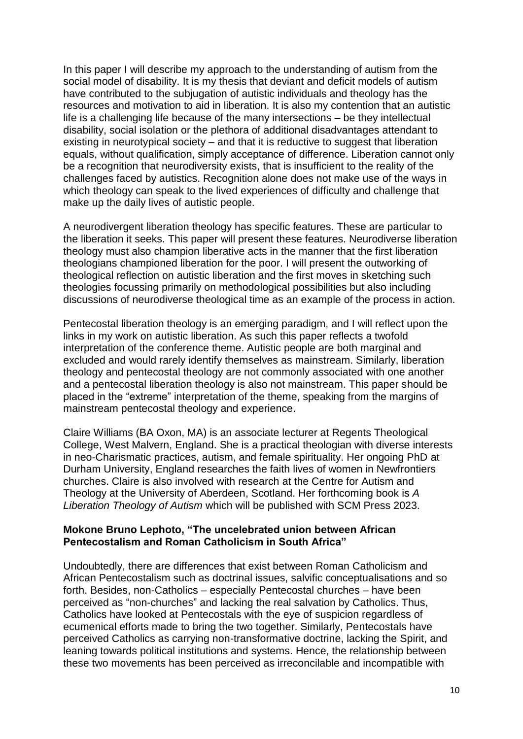In this paper I will describe my approach to the understanding of autism from the social model of disability. It is my thesis that deviant and deficit models of autism have contributed to the subjugation of autistic individuals and theology has the resources and motivation to aid in liberation. It is also my contention that an autistic life is a challenging life because of the many intersections – be they intellectual disability, social isolation or the plethora of additional disadvantages attendant to existing in neurotypical society – and that it is reductive to suggest that liberation equals, without qualification, simply acceptance of difference. Liberation cannot only be a recognition that neurodiversity exists, that is insufficient to the reality of the challenges faced by autistics. Recognition alone does not make use of the ways in which theology can speak to the lived experiences of difficulty and challenge that make up the daily lives of autistic people.

A neurodivergent liberation theology has specific features. These are particular to the liberation it seeks. This paper will present these features. Neurodiverse liberation theology must also champion liberative acts in the manner that the first liberation theologians championed liberation for the poor. I will present the outworking of theological reflection on autistic liberation and the first moves in sketching such theologies focussing primarily on methodological possibilities but also including discussions of neurodiverse theological time as an example of the process in action.

Pentecostal liberation theology is an emerging paradigm, and I will reflect upon the links in my work on autistic liberation. As such this paper reflects a twofold interpretation of the conference theme. Autistic people are both marginal and excluded and would rarely identify themselves as mainstream. Similarly, liberation theology and pentecostal theology are not commonly associated with one another and a pentecostal liberation theology is also not mainstream. This paper should be placed in the "extreme" interpretation of the theme, speaking from the margins of mainstream pentecostal theology and experience.

Claire Williams (BA Oxon, MA) is an associate lecturer at Regents Theological College, West Malvern, England. She is a practical theologian with diverse interests in neo-Charismatic practices, autism, and female spirituality. Her ongoing PhD at Durham University, England researches the faith lives of women in Newfrontiers churches. Claire is also involved with research at the Centre for Autism and Theology at the University of Aberdeen, Scotland. Her forthcoming book is *A Liberation Theology of Autism* which will be published with SCM Press 2023.

**Mokone Bruno Lephoto, "The uncelebrated union between African Pentecostalism and Roman Catholicism in South Africa"**

Undoubtedly, there are differences that exist between Roman Catholicism and African Pentecostalism such as doctrinal issues, salvific conceptualisations and so forth. Besides, non-Catholics – especially Pentecostal churches – have been perceived as "non-churches" and lacking the real salvation by Catholics. Thus, Catholics have looked at Pentecostals with the eye of suspicion regardless of ecumenical efforts made to bring the two together. Similarly, Pentecostals have perceived Catholics as carrying non-transformative doctrine, lacking the Spirit, and leaning towards political institutions and systems. Hence, the relationship between these two movements has been perceived as irreconcilable and incompatible with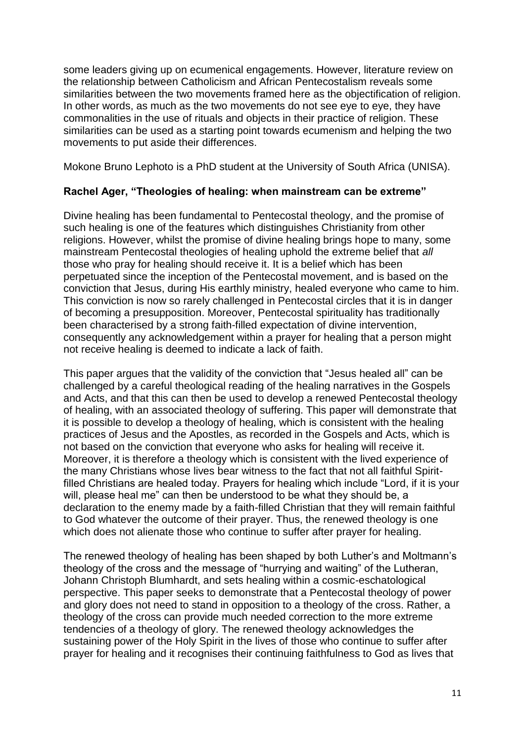some leaders giving up on ecumenical engagements. However, literature review on the relationship between Catholicism and African Pentecostalism reveals some similarities between the two movements framed here as the objectification of religion. In other words, as much as the two movements do not see eye to eye, they have commonalities in the use of rituals and objects in their practice of religion. These similarities can be used as a starting point towards ecumenism and helping the two movements to put aside their differences.

Mokone Bruno Lephoto is a PhD student at the University of South Africa (UNISA).

**Rachel Ager, "Theologies of healing: when mainstream can be extreme"**

Divine healing has been fundamental to Pentecostal theology, and the promise of such healing is one of the features which distinguishes Christianity from other religions. However, whilst the promise of divine healing brings hope to many, some mainstream Pentecostal theologies of healing uphold the extreme belief that *all* those who pray for healing should receive it. It is a belief which has been perpetuated since the inception of the Pentecostal movement, and is based on the conviction that Jesus, during His earthly ministry, healed everyone who came to him. This conviction is now so rarely challenged in Pentecostal circles that it is in danger of becoming a presupposition. Moreover, Pentecostal spirituality has traditionally been characterised by a strong faith-filled expectation of divine intervention, consequently any acknowledgement within a prayer for healing that a person might not receive healing is deemed to indicate a lack of faith.

This paper argues that the validity of the conviction that "Jesus healed all" can be challenged by a careful theological reading of the healing narratives in the Gospels and Acts, and that this can then be used to develop a renewed Pentecostal theology of healing, with an associated theology of suffering. This paper will demonstrate that it is possible to develop a theology of healing, which is consistent with the healing practices of Jesus and the Apostles, as recorded in the Gospels and Acts, which is not based on the conviction that everyone who asks for healing will receive it. Moreover, it is therefore a theology which is consistent with the lived experience of the many Christians whose lives bear witness to the fact that not all faithful Spirit-filled Christians are healed today. Prayers for healing which include "Lord, if it is your will, please heal me" can then be understood to be what they should be, a declaration to the enemy made by a faith-filled Christian that they will remain faithful to God whatever the outcome of their prayer. Thus, the renewed theology is one which does not alienate those who continue to suffer after prayer for healing.

The renewed theology of healing has been shaped by both Luther's and Moltmann's theology of the cross and the message of "hurrying and waiting" of the Lutheran, Johann Christoph Blumhardt, and sets healing within a cosmic-eschatological perspective. This paper seeks to demonstrate that a Pentecostal theology of power and glory does not need to stand in opposition to a theology of the cross. Rather, a theology of the cross can provide much needed correction to the more extreme tendencies of a theology of glory. The renewed theology acknowledges the sustaining power of the Holy Spirit in the lives of those who continue to suffer after prayer for healing and it recognises their continuing faithfulness to God as lives that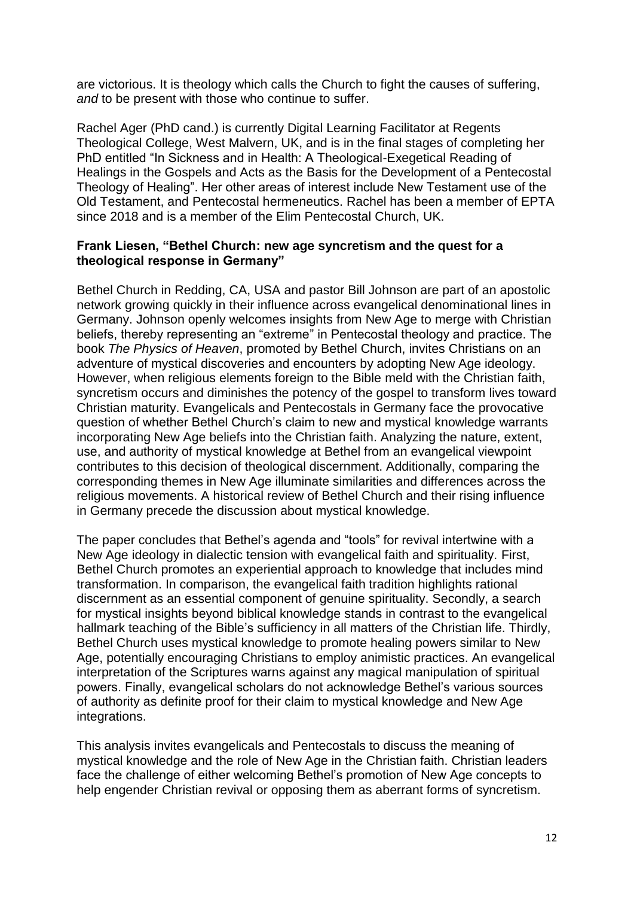are victorious. It is theology which calls the Church to fight the causes of suffering, *and* to be present with those who continue to suffer.

Rachel Ager (PhD cand.) is currently Digital Learning Facilitator at Regents Theological College, West Malvern, UK, and is in the final stages of completing her PhD entitled "In Sickness and in Health: A Theological-Exegetical Reading of Healings in the Gospels and Acts as the Basis for the Development of a Pentecostal Theology of Healing". Her other areas of interest include New Testament use of the Old Testament, and Pentecostal hermeneutics. Rachel has been a member of EPTA since 2018 and is a member of the Elim Pentecostal Church, UK.

**Frank Liesen, "Bethel Church: new age syncretism and the quest for a theological response in Germany"**

Bethel Church in Redding, CA, USA and pastor Bill Johnson are part of an apostolic network growing quickly in their influence across evangelical denominational lines in Germany. Johnson openly welcomes insights from New Age to merge with Christian beliefs, thereby representing an "extreme" in Pentecostal theology and practice. The book *The Physics of Heaven*, promoted by Bethel Church, invites Christians on an adventure of mystical discoveries and encounters by adopting New Age ideology. However, when religious elements foreign to the Bible meld with the Christian faith, syncretism occurs and diminishes the potency of the gospel to transform lives toward Christian maturity. Evangelicals and Pentecostals in Germany face the provocative question of whether Bethel Church's claim to new and mystical knowledge warrants incorporating New Age beliefs into the Christian faith. Analyzing the nature, extent, use, and authority of mystical knowledge at Bethel from an evangelical viewpoint contributes to this decision of theological discernment. Additionally, comparing the corresponding themes in New Age illuminate similarities and differences across the religious movements. A historical review of Bethel Church and their rising influence in Germany precede the discussion about mystical knowledge.

The paper concludes that Bethel's agenda and "tools" for revival intertwine with a New Age ideology in dialectic tension with evangelical faith and spirituality. First, Bethel Church promotes an experiential approach to knowledge that includes mind transformation. In comparison, the evangelical faith tradition highlights rational discernment as an essential component of genuine spirituality. Secondly, a search for mystical insights beyond biblical knowledge stands in contrast to the evangelical hallmark teaching of the Bible's sufficiency in all matters of the Christian life. Thirdly, Bethel Church uses mystical knowledge to promote healing powers similar to New Age, potentially encouraging Christians to employ animistic practices. An evangelical interpretation of the Scriptures warns against any magical manipulation of spiritual powers. Finally, evangelical scholars do not acknowledge Bethel's various sources of authority as definite proof for their claim to mystical knowledge and New Age integrations.

This analysis invites evangelicals and Pentecostals to discuss the meaning of mystical knowledge and the role of New Age in the Christian faith. Christian leaders face the challenge of either welcoming Bethel's promotion of New Age concepts to help engender Christian revival or opposing them as aberrant forms of syncretism.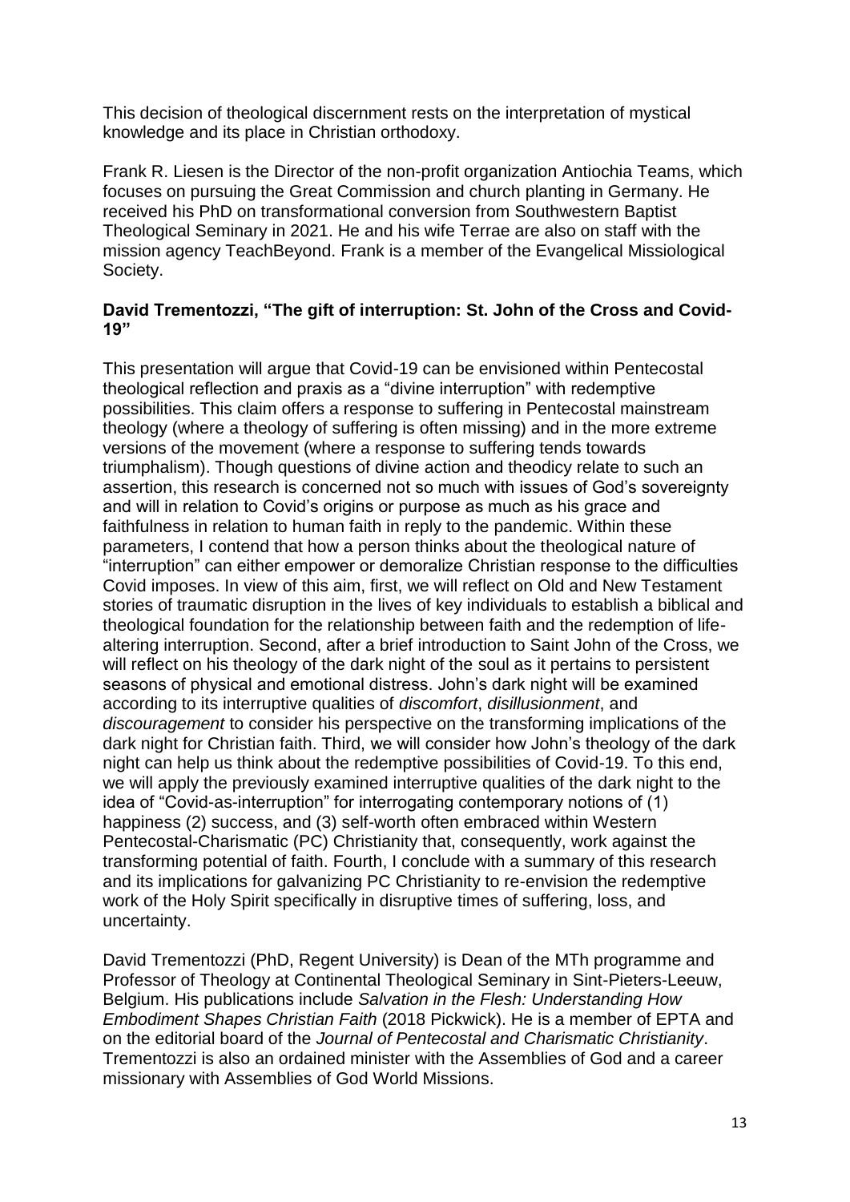This decision of theological discernment rests on the interpretation of mystical knowledge and its place in Christian orthodoxy.

Frank R. Liesen is the Director of the non-profit organization Antiochia Teams, which focuses on pursuing the Great Commission and church planting in Germany. He received his PhD on transformational conversion from Southwestern Baptist Theological Seminary in 2021. He and his wife Terrae are also on staff with the mission agency TeachBeyond. Frank is a member of the Evangelical Missiological Society.

**David Trementozzi, "The gift of interruption: St. John of the Cross and Covid-19"**

This presentation will argue that Covid-19 can be envisioned within Pentecostal theological reflection and praxis as a "divine interruption" with redemptive possibilities. This claim offers a response to suffering in Pentecostal mainstream theology (where a theology of suffering is often missing) and in the more extreme versions of the movement (where a response to suffering tends towards triumphalism). Though questions of divine action and theodicy relate to such an assertion, this research is concerned not so much with issues of God's sovereignty and will in relation to Covid's origins or purpose as much as his grace and faithfulness in relation to human faith in reply to the pandemic. Within these parameters, I contend that how a person thinks about the theological nature of "interruption" can either empower or demoralize Christian response to the difficulties Covid imposes. In view of this aim, first, we will reflect on Old and New Testament stories of traumatic disruption in the lives of key individuals to establish a biblical and theological foundation for the relationship between faith and the redemption of life-altering interruption. Second, after a brief introduction to Saint John of the Cross, we will reflect on his theology of the dark night of the soul as it pertains to persistent seasons of physical and emotional distress. John's dark night will be examined according to its interruptive qualities of *discomfort*, *disillusionment*, and *discouragement* to consider his perspective on the transforming implications of the dark night for Christian faith. Third, we will consider how John's theology of the dark night can help us think about the redemptive possibilities of Covid-19. To this end, we will apply the previously examined interruptive qualities of the dark night to the idea of "Covid-as-interruption" for interrogating contemporary notions of (1) happiness (2) success, and (3) self-worth often embraced within Western Pentecostal-Charismatic (PC) Christianity that, consequently, work against the transforming potential of faith. Fourth, I conclude with a summary of this research and its implications for galvanizing PC Christianity to re-envision the redemptive work of the Holy Spirit specifically in disruptive times of suffering, loss, and uncertainty.

David Trementozzi (PhD, Regent University) is Dean of the MTh programme and Professor of Theology at Continental Theological Seminary in Sint-Pieters-Leeuw, Belgium. His publications include *Salvation in the Flesh: Understanding How Embodiment Shapes Christian Faith* (2018 Pickwick). He is a member of EPTA and on the editorial board of the *Journal of Pentecostal and Charismatic Christianity*. Trementozzi is also an ordained minister with the Assemblies of God and a career missionary with Assemblies of God World Missions.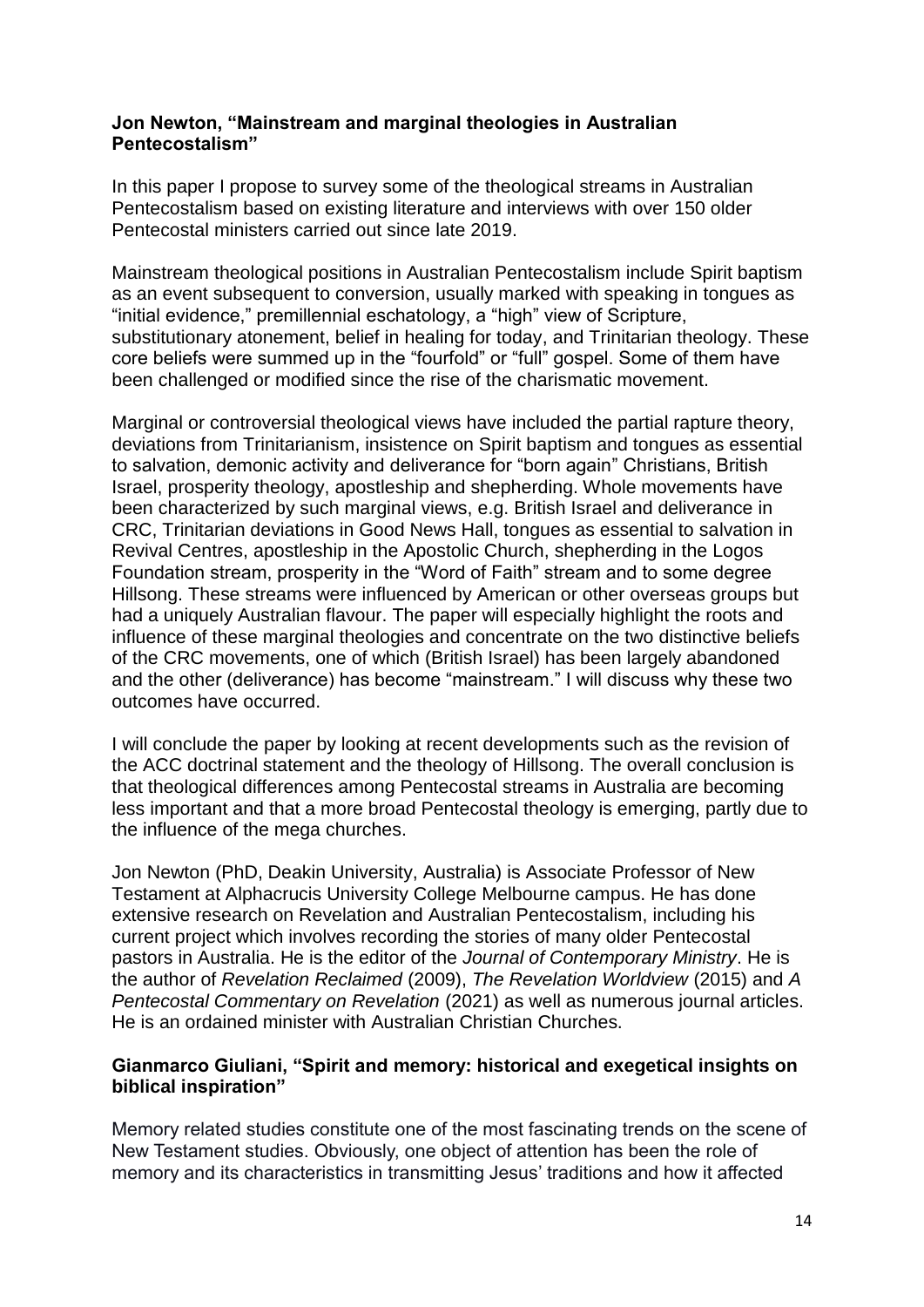**Jon Newton, “Mainstream and marginal theologies in Australian Pentecostalism”**

In this paper I propose to survey some of the theological streams in Australian Pentecostalism based on existing literature and interviews with over 150 older Pentecostal ministers carried out since late 2019.

Mainstream theological positions in Australian Pentecostalism include Spirit baptism as an event subsequent to conversion, usually marked with speaking in tongues as “initial evidence,” premillennial eschatology, a “high” view of Scripture, substitutionary atonement, belief in healing for today, and Trinitarian theology. These core beliefs were summed up in the “fourfold” or “full” gospel. Some of them have been challenged or modified since the rise of the charismatic movement.

Marginal or controversial theological views have included the partial rapture theory, deviations from Trinitarianism, insistence on Spirit baptism and tongues as essential to salvation, demonic activity and deliverance for “born again” Christians, British Israel, prosperity theology, apostleship and shepherding. Whole movements have been characterized by such marginal views, e.g. British Israel and deliverance in CRC, Trinitarian deviations in Good News Hall, tongues as essential to salvation in Revival Centres, apostleship in the Apostolic Church, shepherding in the Logos Foundation stream, prosperity in the “Word of Faith” stream and to some degree Hillsong. These streams were influenced by American or other overseas groups but had a uniquely Australian flavour. The paper will especially highlight the roots and influence of these marginal theologies and concentrate on the two distinctive beliefs of the CRC movements, one of which (British Israel) has been largely abandoned and the other (deliverance) has become “mainstream.” I will discuss why these two outcomes have occurred.

I will conclude the paper by looking at recent developments such as the revision of the ACC doctrinal statement and the theology of Hillsong. The overall conclusion is that theological differences among Pentecostal streams in Australia are becoming less important and that a more broad Pentecostal theology is emerging, partly due to the influence of the mega churches.

Jon Newton (PhD, Deakin University, Australia) is Associate Professor of New Testament at Alphacrucis University College Melbourne campus. He has done extensive research on Revelation and Australian Pentecostalism, including his current project which involves recording the stories of many older Pentecostal pastors in Australia. He is the editor of the *Journal of Contemporary Ministry*. He is the author of *Revelation Reclaimed* (2009), *The Revelation Worldview* (2015) and *A Pentecostal Commentary on Revelation* (2021) as well as numerous journal articles. He is an ordained minister with Australian Christian Churches.

**Gianmarco Giuliani, “Spirit and memory: historical and exegetical insights on biblical inspiration”**

Memory related studies constitute one of the most fascinating trends on the scene of New Testament studies. Obviously, one object of attention has been the role of memory and its characteristics in transmitting Jesus’ traditions and how it affected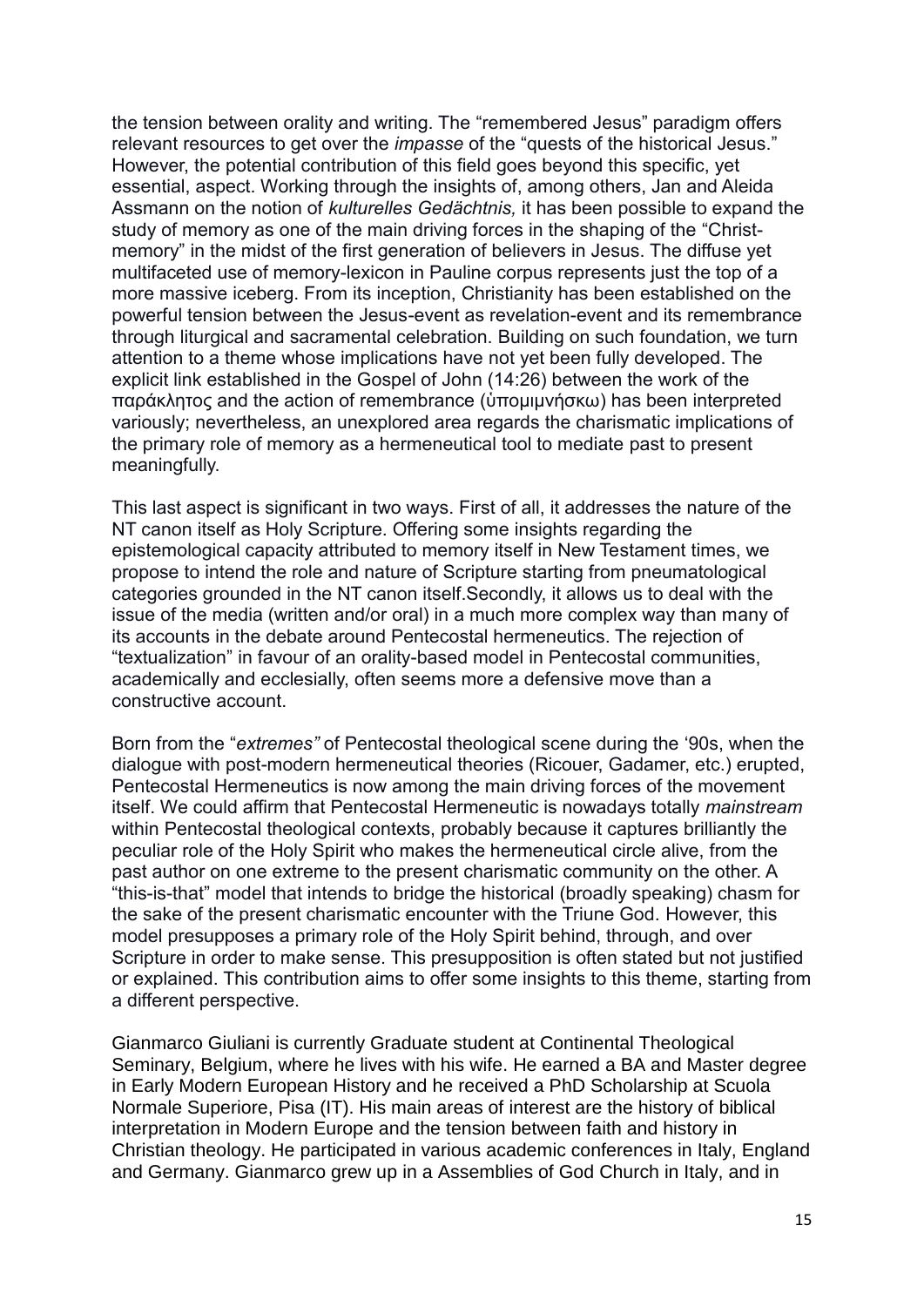the tension between orality and writing. The "remembered Jesus" paradigm offers relevant resources to get over the *impasse* of the "quests of the historical Jesus." However, the potential contribution of this field goes beyond this specific, yet essential, aspect. Working through the insights of, among others, Jan and Aleida Assmann on the notion of *kulturelles Gedächtnis,* it has been possible to expand the study of memory as one of the main driving forces in the shaping of the "Christ-memory" in the midst of the first generation of believers in Jesus. The diffuse yet multifaceted use of memory-lexicon in Pauline corpus represents just the top of a more massive iceberg. From its inception, Christianity has been established on the powerful tension between the Jesus-event as revelation-event and its remembrance through liturgical and sacramental celebration. Building on such foundation, we turn attention to a theme whose implications have not yet been fully developed. The explicit link established in the Gospel of John (14:26) between the work of the παράκλητος and the action of remembrance (ὑπομιμνήσκω) has been interpreted variously; nevertheless, an unexplored area regards the charismatic implications of the primary role of memory as a hermeneutical tool to mediate past to present meaningfully.

This last aspect is significant in two ways. First of all, it addresses the nature of the NT canon itself as Holy Scripture. Offering some insights regarding the epistemological capacity attributed to memory itself in New Testament times, we propose to intend the role and nature of Scripture starting from pneumatological categories grounded in the NT canon itself.Secondly, it allows us to deal with the issue of the media (written and/or oral) in a much more complex way than many of its accounts in the debate around Pentecostal hermeneutics. The rejection of "textualization" in favour of an orality-based model in Pentecostal communities, academically and ecclesially, often seems more a defensive move than a constructive account.

Born from the "*extremes"* of Pentecostal theological scene during the '90s, when the dialogue with post-modern hermeneutical theories (Ricouer, Gadamer, etc.) erupted, Pentecostal Hermeneutics is now among the main driving forces of the movement itself. We could affirm that Pentecostal Hermeneutic is nowadays totally *mainstream* within Pentecostal theological contexts, probably because it captures brilliantly the peculiar role of the Holy Spirit who makes the hermeneutical circle alive, from the past author on one extreme to the present charismatic community on the other. A "this-is-that" model that intends to bridge the historical (broadly speaking) chasm for the sake of the present charismatic encounter with the Triune God. However, this model presupposes a primary role of the Holy Spirit behind, through, and over Scripture in order to make sense. This presupposition is often stated but not justified or explained. This contribution aims to offer some insights to this theme, starting from a different perspective.

Gianmarco Giuliani is currently Graduate student at Continental Theological Seminary, Belgium, where he lives with his wife. He earned a BA and Master degree in Early Modern European History and he received a PhD Scholarship at Scuola Normale Superiore, Pisa (IT). His main areas of interest are the history of biblical interpretation in Modern Europe and the tension between faith and history in Christian theology. He participated in various academic conferences in Italy, England and Germany. Gianmarco grew up in a Assemblies of God Church in Italy, and in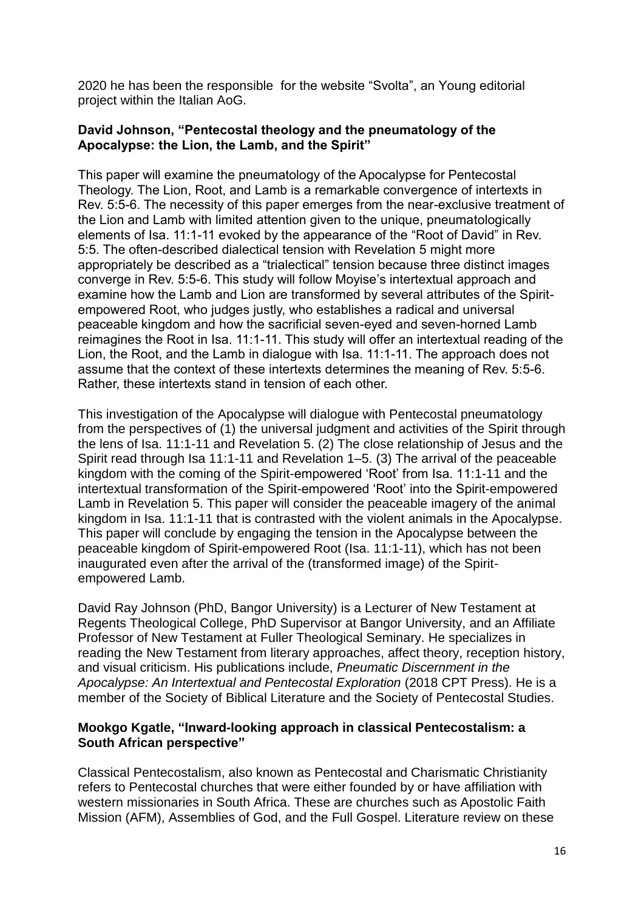2020 he has been the responsible  for the website "Svolta", an Young editorial project within the Italian AoG.

**David Johnson, "Pentecostal theology and the pneumatology of the Apocalypse: the Lion, the Lamb, and the Spirit"**

This paper will examine the pneumatology of the Apocalypse for Pentecostal Theology. The Lion, Root, and Lamb is a remarkable convergence of intertexts in Rev. 5:5-6. The necessity of this paper emerges from the near-exclusive treatment of the Lion and Lamb with limited attention given to the unique, pneumatologically elements of Isa. 11:1-11 evoked by the appearance of the "Root of David" in Rev. 5:5. The often-described dialectical tension with Revelation 5 might more appropriately be described as a "trialectical" tension because three distinct images converge in Rev. 5:5-6. This study will follow Moyise's intertextual approach and examine how the Lamb and Lion are transformed by several attributes of the Spirit-empowered Root, who judges justly, who establishes a radical and universal peaceable kingdom and how the sacrificial seven-eyed and seven-horned Lamb reimagines the Root in Isa. 11:1-11. This study will offer an intertextual reading of the Lion, the Root, and the Lamb in dialogue with Isa. 11:1-11. The approach does not assume that the context of these intertexts determines the meaning of Rev. 5:5-6. Rather, these intertexts stand in tension of each other.

This investigation of the Apocalypse will dialogue with Pentecostal pneumatology from the perspectives of (1) the universal judgment and activities of the Spirit through the lens of Isa. 11:1-11 and Revelation 5. (2) The close relationship of Jesus and the Spirit read through Isa 11:1-11 and Revelation 1–5. (3) The arrival of the peaceable kingdom with the coming of the Spirit-empowered 'Root' from Isa. 11:1-11 and the intertextual transformation of the Spirit-empowered 'Root' into the Spirit-empowered Lamb in Revelation 5. This paper will consider the peaceable imagery of the animal kingdom in Isa. 11:1-11 that is contrasted with the violent animals in the Apocalypse. This paper will conclude by engaging the tension in the Apocalypse between the peaceable kingdom of Spirit-empowered Root (Isa. 11:1-11), which has not been inaugurated even after the arrival of the (transformed image) of the Spirit-empowered Lamb.

David Ray Johnson (PhD, Bangor University) is a Lecturer of New Testament at Regents Theological College, PhD Supervisor at Bangor University, and an Affiliate Professor of New Testament at Fuller Theological Seminary. He specializes in reading the New Testament from literary approaches, affect theory, reception history, and visual criticism. His publications include, *Pneumatic Discernment in the Apocalypse: An Intertextual and Pentecostal Exploration* (2018 CPT Press). He is a member of the Society of Biblical Literature and the Society of Pentecostal Studies.

**Mookgo Kgatle, "Inward-looking approach in classical Pentecostalism: a South African perspective"**

Classical Pentecostalism, also known as Pentecostal and Charismatic Christianity refers to Pentecostal churches that were either founded by or have affiliation with western missionaries in South Africa. These are churches such as Apostolic Faith Mission (AFM), Assemblies of God, and the Full Gospel. Literature review on these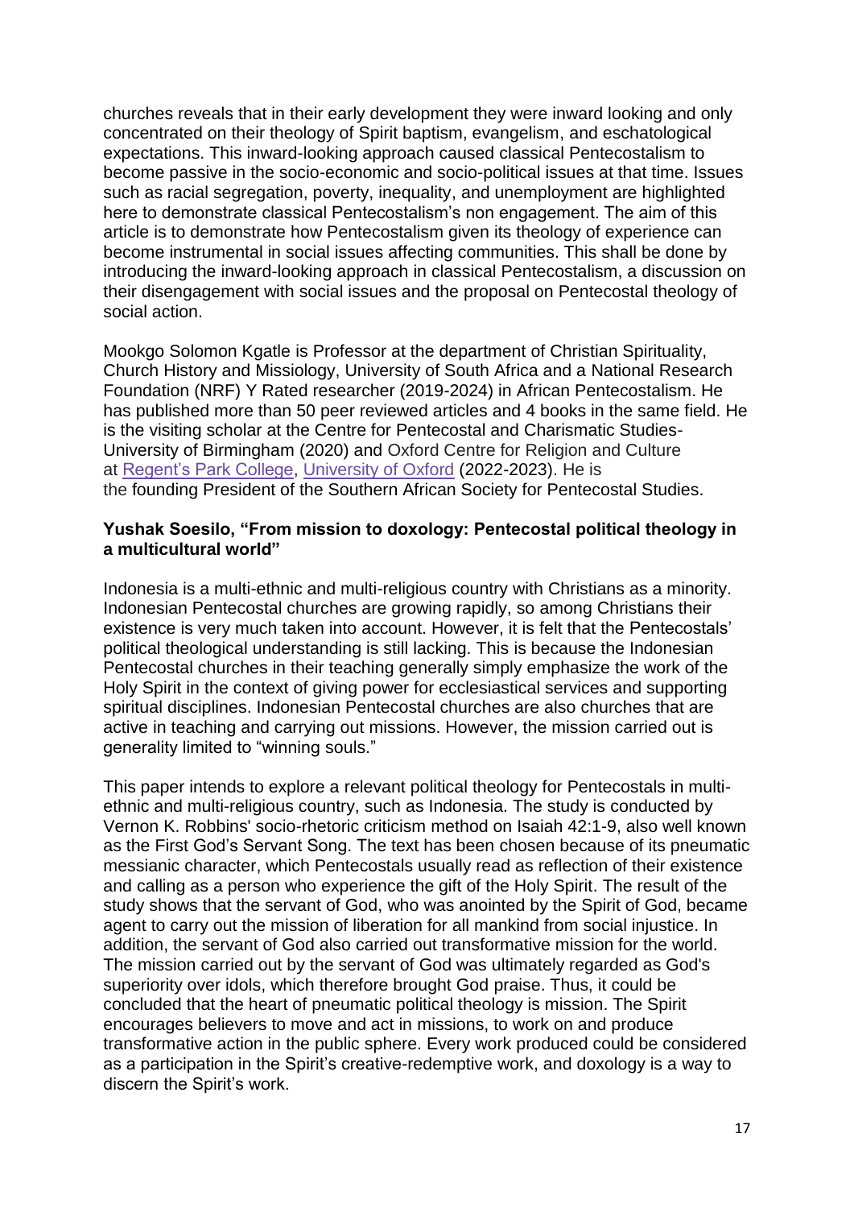churches reveals that in their early development they were inward looking and only concentrated on their theology of Spirit baptism, evangelism, and eschatological expectations. This inward-looking approach caused classical Pentecostalism to become passive in the socio-economic and socio-political issues at that time. Issues such as racial segregation, poverty, inequality, and unemployment are highlighted here to demonstrate classical Pentecostalism's non engagement. The aim of this article is to demonstrate how Pentecostalism given its theology of experience can become instrumental in social issues affecting communities. This shall be done by introducing the inward-looking approach in classical Pentecostalism, a discussion on their disengagement with social issues and the proposal on Pentecostal theology of social action.

Mookgo Solomon Kgatle is Professor at the department of Christian Spirituality, Church History and Missiology, University of South Africa and a National Research Foundation (NRF) Y Rated researcher (2019-2024) in African Pentecostalism. He has published more than 50 peer reviewed articles and 4 books in the same field. He is the visiting scholar at the Centre for Pentecostal and Charismatic Studies-University of Birmingham (2020) and Oxford Centre for Religion and Culture at Regent's Park College, University of Oxford (2022-2023). He is the founding President of the Southern African Society for Pentecostal Studies.

**Yushak Soesilo, "From mission to doxology: Pentecostal political theology in a multicultural world"**

Indonesia is a multi-ethnic and multi-religious country with Christians as a minority. Indonesian Pentecostal churches are growing rapidly, so among Christians their existence is very much taken into account. However, it is felt that the Pentecostals' political theological understanding is still lacking. This is because the Indonesian Pentecostal churches in their teaching generally simply emphasize the work of the Holy Spirit in the context of giving power for ecclesiastical services and supporting spiritual disciplines. Indonesian Pentecostal churches are also churches that are active in teaching and carrying out missions. However, the mission carried out is generality limited to "winning souls."

This paper intends to explore a relevant political theology for Pentecostals in multi-ethnic and multi-religious country, such as Indonesia. The study is conducted by Vernon K. Robbins' socio-rhetoric criticism method on Isaiah 42:1-9, also well known as the First God's Servant Song. The text has been chosen because of its pneumatic messianic character, which Pentecostals usually read as reflection of their existence and calling as a person who experience the gift of the Holy Spirit. The result of the study shows that the servant of God, who was anointed by the Spirit of God, became agent to carry out the mission of liberation for all mankind from social injustice. In addition, the servant of God also carried out transformative mission for the world. The mission carried out by the servant of God was ultimately regarded as God's superiority over idols, which therefore brought God praise. Thus, it could be concluded that the heart of pneumatic political theology is mission. The Spirit encourages believers to move and act in missions, to work on and produce transformative action in the public sphere. Every work produced could be considered as a participation in the Spirit's creative-redemptive work, and doxology is a way to discern the Spirit's work.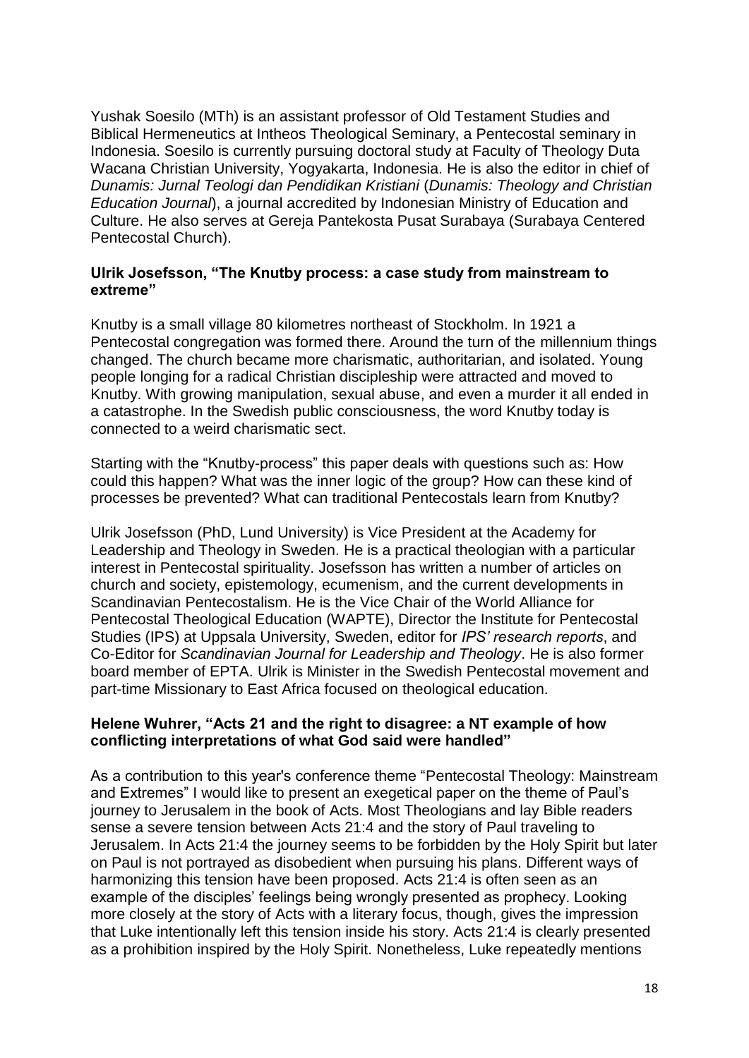Yushak Soesilo (MTh) is an assistant professor of Old Testament Studies and Biblical Hermeneutics at Intheos Theological Seminary, a Pentecostal seminary in Indonesia. Soesilo is currently pursuing doctoral study at Faculty of Theology Duta Wacana Christian University, Yogyakarta, Indonesia. He is also the editor in chief of *Dunamis: Jurnal Teologi dan Pendidikan Kristiani* (*Dunamis: Theology and Christian Education Journal*), a journal accredited by Indonesian Ministry of Education and Culture. He also serves at Gereja Pantekosta Pusat Surabaya (Surabaya Centered Pentecostal Church).

**Ulrik Josefsson, "The Knutby process: a case study from mainstream to extreme"**

Knutby is a small village 80 kilometres northeast of Stockholm. In 1921 a Pentecostal congregation was formed there. Around the turn of the millennium things changed. The church became more charismatic, authoritarian, and isolated. Young people longing for a radical Christian discipleship were attracted and moved to Knutby. With growing manipulation, sexual abuse, and even a murder it all ended in a catastrophe. In the Swedish public consciousness, the word Knutby today is connected to a weird charismatic sect.

Starting with the "Knutby-process" this paper deals with questions such as: How could this happen? What was the inner logic of the group? How can these kind of processes be prevented? What can traditional Pentecostals learn from Knutby?

Ulrik Josefsson (PhD, Lund University) is Vice President at the Academy for Leadership and Theology in Sweden. He is a practical theologian with a particular interest in Pentecostal spirituality. Josefsson has written a number of articles on church and society, epistemology, ecumenism, and the current developments in Scandinavian Pentecostalism. He is the Vice Chair of the World Alliance for Pentecostal Theological Education (WAPTE), Director the Institute for Pentecostal Studies (IPS) at Uppsala University, Sweden, editor for *IPS' research reports*, and Co-Editor for *Scandinavian Journal for Leadership and Theology*. He is also former board member of EPTA. Ulrik is Minister in the Swedish Pentecostal movement and part-time Missionary to East Africa focused on theological education.

**Helene Wuhrer, "Acts 21 and the right to disagree: a NT example of how conflicting interpretations of what God said were handled"**

As a contribution to this year's conference theme "Pentecostal Theology: Mainstream and Extremes" I would like to present an exegetical paper on the theme of Paul's journey to Jerusalem in the book of Acts. Most Theologians and lay Bible readers sense a severe tension between Acts 21:4 and the story of Paul traveling to Jerusalem. In Acts 21:4 the journey seems to be forbidden by the Holy Spirit but later on Paul is not portrayed as disobedient when pursuing his plans. Different ways of harmonizing this tension have been proposed. Acts 21:4 is often seen as an example of the disciples' feelings being wrongly presented as prophecy. Looking more closely at the story of Acts with a literary focus, though, gives the impression that Luke intentionally left this tension inside his story. Acts 21:4 is clearly presented as a prohibition inspired by the Holy Spirit. Nonetheless, Luke repeatedly mentions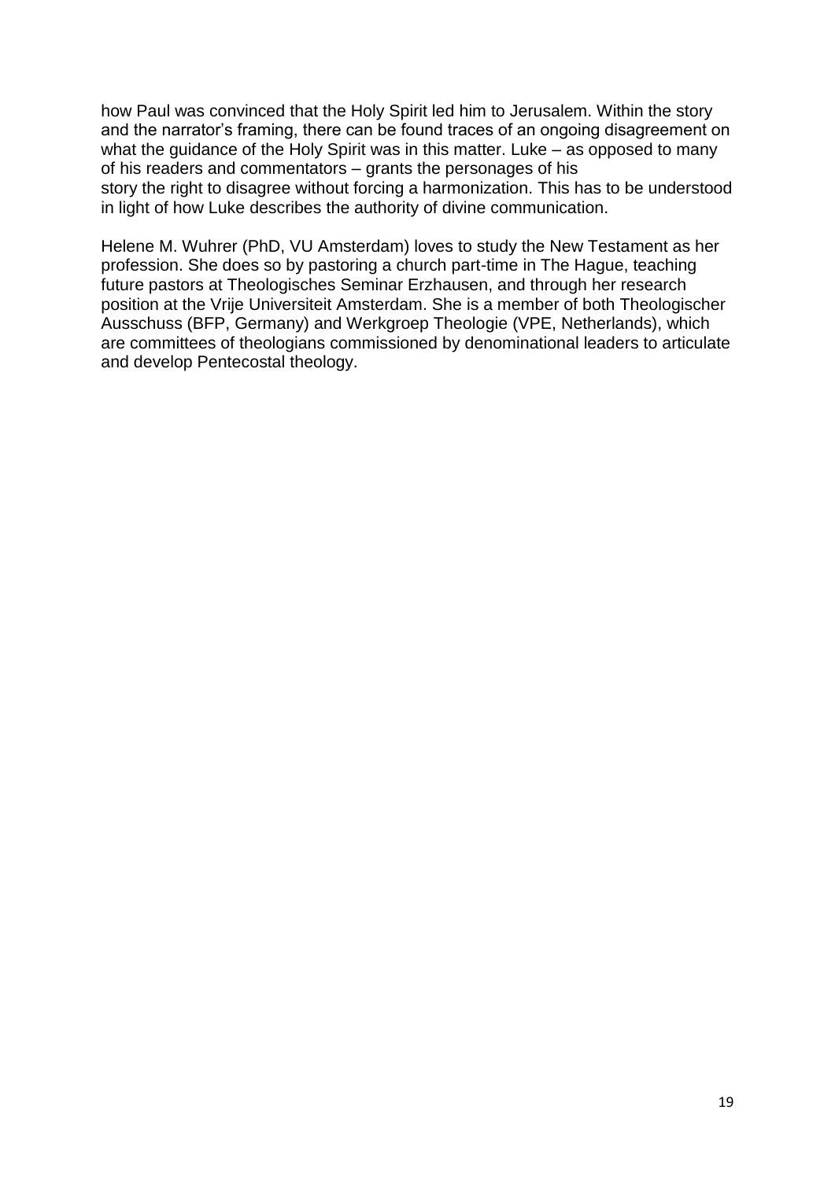how Paul was convinced that the Holy Spirit led him to Jerusalem. Within the story and the narrator's framing, there can be found traces of an ongoing disagreement on what the guidance of the Holy Spirit was in this matter. Luke – as opposed to many of his readers and commentators – grants the personages of his story the right to disagree without forcing a harmonization. This has to be understood in light of how Luke describes the authority of divine communication.

Helene M. Wuhrer (PhD, VU Amsterdam) loves to study the New Testament as her profession. She does so by pastoring a church part-time in The Hague, teaching future pastors at Theologisches Seminar Erzhausen, and through her research position at the Vrije Universiteit Amsterdam. She is a member of both Theologischer Ausschuss (BFP, Germany) and Werkgroep Theologie (VPE, Netherlands), which are committees of theologians commissioned by denominational leaders to articulate and develop Pentecostal theology.